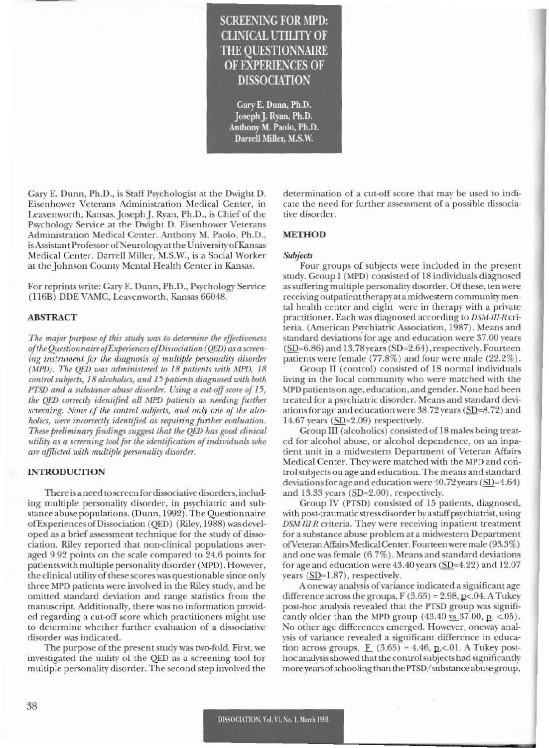# SCREENING FOR MPD: CLINICAL UTILITY OF THE QUESTIONNAIRE OF EXPERIENCES OF DISSOCIATION

Gary E. Dunn, Ph.D.
Joseph J. Ryan, Ph.D.
Anthony M. Paolo, Ph.D.
Darrell Miller, M.S.W.

Gary E. Dunn, Ph.D., is Staff Psychologist at the Dwight D. Eisenhower Veterans Administration Medical Center, in Leavenworth, Kansas. Joseph J. Ryan, Ph.D., is Chief of the Psychology Service at the Dwight D. Eisenhower Veterans Administration Medical Center. Anthony M. Paolo, Ph.D., is Assistant Professor of Neurology at the University of Kansas Medical Center. Darrell Miller, M.S.W., is a Social Worker at the Johnson County Mental Health Center in Kansas.

For reprints write: Gary E. Dunn, Ph.D., Psychology Service (116B) DDE VAMC, Leavenworth, Kansas 66048.

## ABSTRACT

*The major purpose of this study was to determine the effectiveness of the Questionnaire of Experiences of Dissociation (QED) as a screening instrument for the diagnosis of multiple personality disorder (MPD). The QED was administered to 18 patients with MPD, 18 control subjects, 18 alcoholics, and 15 patients diagnosed with both PTSD and a substance abuse disorder. Using a cut-off score of 15, the QED correctly identified all MPD patients as needing further screening. None of the control subjects, and only one of the alcoholics, were incorrectly identified as requiring further evaluation. These preliminary findings suggest that the QED has good clinical utility as a screening tool for the identification of individuals who are afflicted with multiple personality disorder.*

## INTRODUCTION

There is a need to screen for dissociative disorders, including multiple personality disorder, in psychiatric and substance abuse populations. (Dunn, 1992). The Questionnaire of Experiences of Dissociation (QED) (Riley, 1988) was developed as a brief assessment technique for the study of dissociation. Riley reported that non-clinical populations averaged 9.92 points on the scale compared to 24.6 points for patients with multiple personality disorder (MPD). However, the clinical utility of these scores was questionable since only three MPD patients were involved in the Riley study, and he omitted standard deviation and range statistics from the manuscript. Additionally, there was no information provided regarding a cut-off score which practitioners might use to determine whether further evaluation of a dissociative disorder was indicated.

The purpose of the present study was two-fold. First, we investigated the utility of the QED as a screening tool for multiple personality disorder. The second step involved the determination of a cut-off score that may be used to indicate the need for further assessment of a possible dissociative disorder.

## METHOD

### *Subjects*

Four groups of subjects were included in the present study. Group I (MPD) consisted of 18 individuals diagnosed as suffering multiple personality disorder. Of these, ten were receiving outpatient therapy at a midwestern community mental health center and eight were in therapy with a private practitioner. Each was diagnosed according to *DSM-III-R* criteria. (American Psychiatric Association, 1987). Means and standard deviations for age and education were 37.00 years (SD=6.86) and 13.78 years (SD=2.64), respectively. Fourteen patients were female (77.8%) and four were male (22.2%).

Group II (control) consisted of 18 normal individuals living in the local community who were matched with the MPD patients on age, education, and gender. None had been treated for a psychiatric disorder. Means and standard deviations for age and education were 38.72 years (SD=8.72) and 14.67 years (SD=2.09) respectively.

Group III (alcoholics) consisted of 18 males being treated for alcohol abuse, or alcohol dependence, on an inpatient unit in a midwestern Department of Veteran Affairs Medical Center. They were matched with the MPD and control subjects on age and education. The means and standard deviations for age and education were 40.72 years (SD=4.64) and 13.33 years (SD=2.00), respectively.

Group IV (PTSD) consisted of 15 patients, diagnosed, with post-traumatic stress disorder by a staff psychiatrist, using *DSM-III-R* criteria. They were receiving inpatient treatment for a substance abuse problem at a midwestern Department of Veteran Affairs Medical Center. Fourteen were male (93.3%) and one was female (6.7%). Means and standard deviations for age and education were 43.40 years (SD=4.22) and 12.07 years (SD=1.87), respectively.

A oneway analysis of variance indicated a significant age difference across the groups, $F(3.65) = 2.98, p<.04$. A Tukey post-hoc analysis revealed that the PTSD group was significantly older than the MPD group (43.40 vs 37.00, $p$, <.05). No other age differences emerged. However, oneway analysis of variance revealed a significant difference in education across groups, $F(3.65) = 4.46, p<.01$. A Tukey post-hoc analysis showed that the control subjects had significantly more years of schooling than the PTSD/substance abuse group,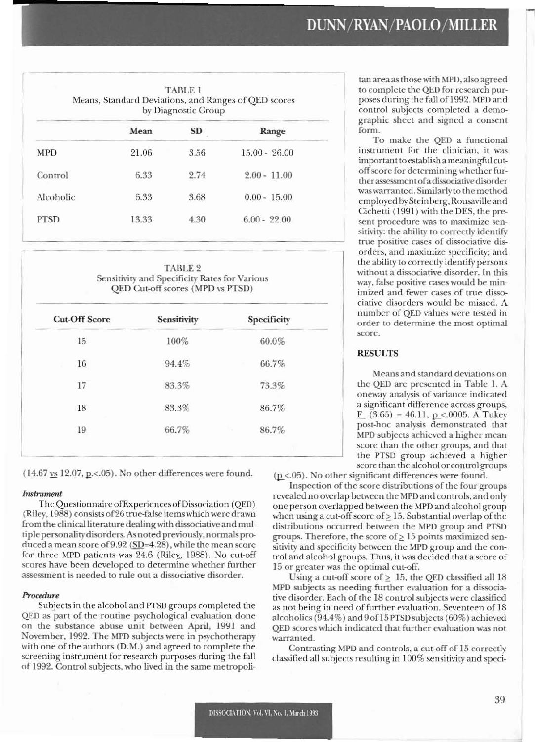TABLE 1
Means, Standard Deviations, and Ranges of QED scores by Diagnostic Group

| | Mean | SD | Range |
|---|---|---|---|
| MPD | 21.06 | 3.56 | 15.00 - 26.00 |
| Control | 6.33 | 2.74 | 2.00 - 11.00 |
| Alcoholic | 6.33 | 3.68 | 0.00 - 15.00 |
| PTSD | 13.33 | 4.30 | 6.00 - 22.00 |

TABLE 2
Sensitivity and Specificity Rates for Various QED Cut-off scores (MPD vs PTSD)

| Cut-Off Score | Sensitivity | Specificity |
|---|---|---|
| 15 | 100% | 60.0% |
| 16 | 94.4% | 66.7% |
| 17 | 83.3% | 73.3% |
| 18 | 83.3% | 86.7% |
| 19 | 66.7% | 86.7% |

(14.67 vs 12.07, $p < .05$). No other differences were found.

### *Instrument*

The Questionnaire of Experiences of Dissociation (QED) (Riley, 1988) consists of 26 true-false items which were drawn from the clinical literature dealing with dissociative and multiple personality disorders. As noted previously, normals produced a mean score of 9.92 (SD=4.28), while the mean score for three MPD patients was 24.6 (Riley, 1988). No cut-off scores have been developed to determine whether further assessment is needed to rule out a dissociative disorder.

### *Procedure*

Subjects in the alcohol and PTSD groups completed the QED as part of the routine psychological evaluation done on the substance abuse unit between April, 1991 and November, 1992. The MPD subjects were in psychotherapy with one of the authors (D.M.) and agreed to complete the screening instrument for research purposes during the fall of 1992. Control subjects, who lived in the same metropolitan area as those with MPD, also agreed to complete the QED for research purposes during the fall of 1992. MPD and control subjects completed a demographic sheet and signed a consent form.

To make the QED a functional instrument for the clinician, it was important to establish a meaningful cut-off score for determining whether further assessment of a dissociative disorder was warranted. Similarly to the method employed by Steinberg, Rousaville and Cichetti (1991) with the DES, the present procedure was to maximize sensitivity: the ability to correctly identify true positive cases of dissociative disorders, and maximize specificity; and the ability to correctly identify persons without a dissociative disorder. In this way, false positive cases would be minimized and fewer cases of true dissociative disorders would be missed. A number of QED values were tested in order to determine the most optimal score.

## RESULTS

Means and standard deviations on the QED are presented in Table 1. A oneway analysis of variance indicated a significant difference across groups, $F(3.65) = 46.11$, $p < .0005$. A Tukey post-hoc analysis demonstrated that MPD subjects achieved a higher mean score than the other groups, and that the PTSD group achieved a higher score than the alcohol or control groups ($p < .05$). No other significant differences were found.

Inspection of the score distributions of the four groups revealed no overlap between the MPD and controls, and only one person overlapped between the MPD and alcohol group when using a cut-off score of $\geq$ 15. Substantial overlap of the distributions occurred between the MPD group and PTSD groups. Therefore, the score of $\geq$ 15 points maximized sensitivity and specificity between the MPD group and the control and alcohol groups. Thus, it was decided that a score of 15 or greater was the optimal cut-off.

Using a cut-off score of $\geq$ 15, the QED classified all 18 MPD subjects as needing further evaluation for a dissociative disorder. Each of the 18 control subjects were classified as not being in need of further evaluation. Seventeen of 18 alcoholics (94.4%) and 9 of 15 PTSD subjects (60%) achieved QED scores which indicated that further evaluation was not warranted.

Contrasting MPD and controls, a cut-off of 15 correctly classified all subjects resulting in 100% sensitivity and speci-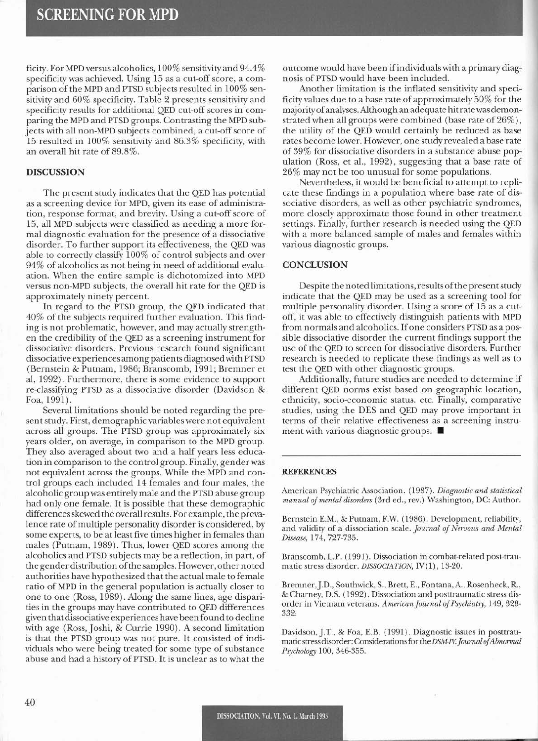ficity. For MPD versus alcoholics, 100% sensitivity and 94.4% specificity was achieved. Using 15 as a cut-off score, a comparison of the MPD and PTSD subjects resulted in 100% sensitivity and 60% specificity. Table 2 presents sensitivity and specificity results for additional QED cut-off scores in comparing the MPD and PTSD groups. Contrasting the MPD subjects with all non-MPD subjects combined, a cut-off score of 15 resulted in 100% sensitivity and 86.3% specificity, with an overall hit rate of 89.8%.

## DISCUSSION

The present study indicates that the QED has potential as a screening device for MPD, given its ease of administration, response format, and brevity. Using a cut-off score of 15, all MPD subjects were classified as needing a more formal diagnostic evaluation for the presence of a dissociative disorder. To further support its effectiveness, the QED was able to correctly classify 100% of control subjects and over 94% of alcoholics as not being in need of additional evaluation. When the entire sample is dichotomized into MPD versus non-MPD subjects, the overall hit rate for the QED is approximately ninety percent.

In regard to the PTSD group, the QED indicated that 40% of the subjects required further evaluation. This finding is not problematic, however, and may actually strengthen the credibility of the QED as a screening instrument for dissociative disorders. Previous research found significant dissociative experiences among patients diagnosed with PTSD (Bernstein & Putnam, 1986; Branscomb, 1991; Bremner et al, 1992). Furthermore, there is some evidence to support re-classifying PTSD as a dissociative disorder (Davidson & Foa, 1991).

Several limitations should be noted regarding the present study. First, demographic variables were not equivalent across all groups. The PTSD group was approximately six years older, on average, in comparison to the MPD group. They also averaged about two and a half years less education in comparison to the control group. Finally, gender was not equivalent across the groups. While the MPD and control groups each included 14 females and four males, the alcoholic group was entirely male and the PTSD abuse group had only one female. It is possible that these demographic differences skewed the overall results. For example, the prevalence rate of multiple personality disorder is considered, by some experts, to be at least five times higher in females than males (Putnam, 1989). Thus, lower QED scores among the alcoholics and PTSD subjects may be a reflection, in part, of the gender distribution of the samples. However, other noted authorities have hypothesized that the actual male to female ratio of MPD in the general population is actually closer to one to one (Ross, 1989). Along the same lines, age disparities in the groups may have contributed to QED differences given that dissociative experiences have been found to decline with age (Ross, Joshi, & Currie 1990). A second limitation is that the PTSD group was not pure. It consisted of individuals who were being treated for some type of substance abuse and had a history of PTSD. It is unclear as to what the outcome would have been if individuals with a primary diagnosis of PTSD would have been included.

Another limitation is the inflated sensitivity and specificity values due to a base rate of approximately 50% for the majority of analyses. Although an adequate hit rate was demonstrated when all groups were combined (base rate of 26%), the utility of the QED would certainly be reduced as base rates become lower. However, one study revealed a base rate of 39% for dissociative disorders in a substance abuse population (Ross, et al., 1992), suggesting that a base rate of 26% may not be too unusual for some populations.

Nevertheless, it would be beneficial to attempt to replicate these findings in a population where base rate of dissociative disorders, as well as other psychiatric syndromes, more closely approximate those found in other treatment settings. Finally, further research is needed using the QED with a more balanced sample of males and females within various diagnostic groups.

## CONCLUSION

Despite the noted limitations, results of the present study indicate that the QED may be used as a screening tool for multiple personality disorder. Using a score of 15 as a cut-off, it was able to effectively distinguish patients with MPD from normals and alcoholics. If one considers PTSD as a possible dissociative disorder the current findings support the use of the QED to screen for dissociative disorders. Further research is needed to replicate these findings as well as to test the QED with other diagnostic groups.

Additionally, future studies are needed to determine if different QED norms exist based on geographic location, ethnicity, socio-economic status. etc. Finally, comparative studies, using the DES and QED may prove important in terms of their relative effectiveness as a screening instrument with various diagnostic groups. ■

## REFERENCES

American Psychiatric Association. (1987). *Diagnostic and statistical manual of mental disorders* (3rd ed., rev.) Washington, DC: Author.

Bernstein E.M., & Putnam, F.W. (1986). Development, reliability, and validity of a dissociation scale. *Journal of Nervous and Mental Disease*, 174, 727-735.

Branscomb, L.P. (1991). Dissociation in combat-related post-traumatic stress disorder. *DISSOCIATION*, IV(1), 13-20.

Bremner, J.D., Southwick, S., Brett, E., Fontana, A., Rosenheck, R., & Charney, D.S. (1992). Dissociation and posttraumatic stress disorder in Vietnam veterans. *American Journal of Psychiatry*, 149, 328-332.

Davidson, J.T., & Foa, E.B. (1991). Diagnostic issues in posttraumatic stress disorder: Considerations for the *DSM-IV*. *Journal of Abnormal Psychology* 100, 346-355.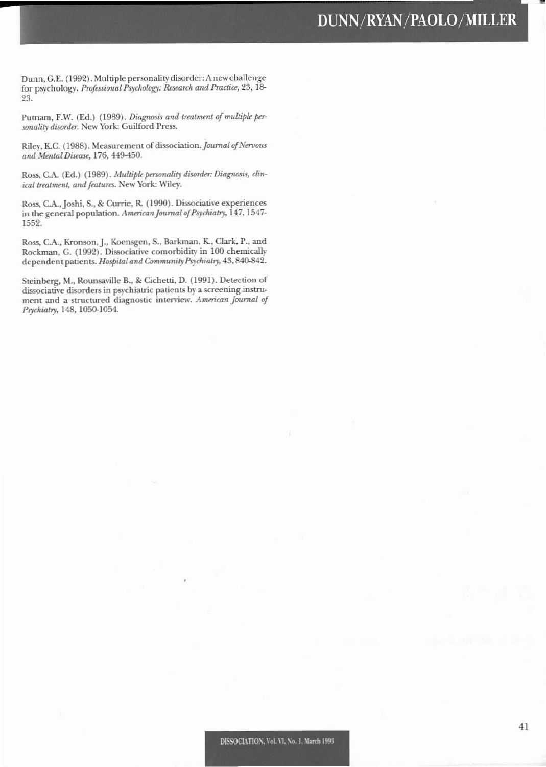Dunn, G.E. (1992). Multiple personality disorder: A new challenge for psychology. *Professional Psychology: Research and Practice*, 23, 18-23.

Putnam, F.W. (Ed.) (1989). *Diagnosis and treatment of multiple personality disorder*. New York: Guilford Press.

Riley, K.C. (1988). Measurement of dissociation. *Journal of Nervous and Mental Disease*, 176, 449-450.

Ross, C.A. (Ed.) (1989). *Multiple personality disorder: Diagnosis, clinical treatment, and features*. New York: Wiley.

Ross, C.A., Joshi, S., & Currie, R. (1990). Dissociative experiences in the general population. *American Journal of Psychiatry*, 147, 1547-1552.

Ross, C.A., Kronson, J., Koensgen, S., Barkman, K., Clark, P., and Rockman, G. (1992). Dissociative comorbidity in 100 chemically dependent patients. *Hospital and Community Psychiatry*, 43, 840-842.

Steinberg, M., Rounsaville B., & Cichetti, D. (1991). Detection of dissociative disorders in psychiatric patients by a screening instrument and a structured diagnostic interview. *American Journal of Psychiatry*, 148, 1050-1054.